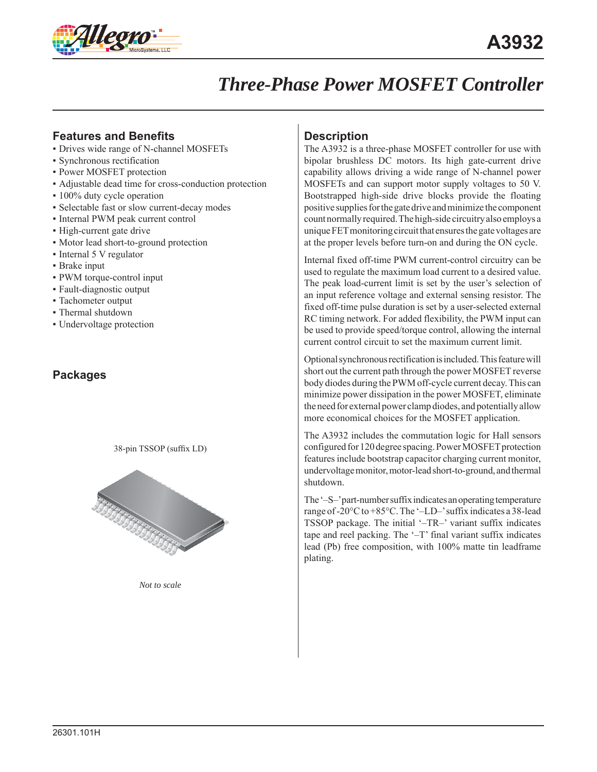# A3932

## Three-Phase Power MOSFET Controller

### Features and Benefits

- Drives wide range of N-channel MOSFETs
- Synchronous rectification
- Power MOSFET protection
- Adjustable dead time for cross-conduction protection
- 100% duty cycle operation
- Selectable fast or slow current-decay modes
- Internal PWM peak current control
- High-current gate drive
- Motor lead short-to-ground protection
- Internal 5 V regulator
- Brake input
- PWM torque-control input
- Fault-diagnostic output
- Tachometer output
- Thermal shutdown
- Undervoltage protection

### Packages

38-pin TSSOP (suffix LD)

*Not to scale*

### Description

The A3932 is a three-phase MOSFET controller for use with bipolar brushless DC motors. Its high gate-current drive capability allows driving a wide range of N-channel power MOSFETs and can support motor supply voltages to 50 V. Bootstrapped high-side drive blocks provide the floating positive supplies for the gate drive and minimize the component count normally required. The high-side circuitry also employs a unique FET monitoring circuit that ensures the gate voltages are at the proper levels before turn-on and during the ON cycle.

Internal fixed off-time PWM current-control circuitry can be used to regulate the maximum load current to a desired value. The peak load-current limit is set by the user's selection of an input reference voltage and external sensing resistor. The fixed off-time pulse duration is set by a user-selected external RC timing network. For added flexibility, the PWM input can be used to provide speed/torque control, allowing the internal current control circuit to set the maximum current limit.

Optional synchronous rectification is included. This feature will short out the current path through the power MOSFET reverse body diodes during the PWM off-cycle current decay. This can minimize power dissipation in the power MOSFET, eliminate the need for external power clamp diodes, and potentially allow more economical choices for the MOSFET application.

The A3932 includes the commutation logic for Hall sensors configured for 120 degree spacing. Power MOSFET protection features include bootstrap capacitor charging current monitor, undervoltage monitor, motor-lead short-to-ground, and thermal shutdown.

The '–S–' part-number suffix indicates an operating temperature range of -20°C to +85°C. The '–LD–' suffix indicates a 38-lead TSSOP package. The initial '–TR–' variant suffix indicates tape and reel packing. The '–T' final variant suffix indicates lead (Pb) free composition, with 100% matte tin leadframe plating.

26301.101H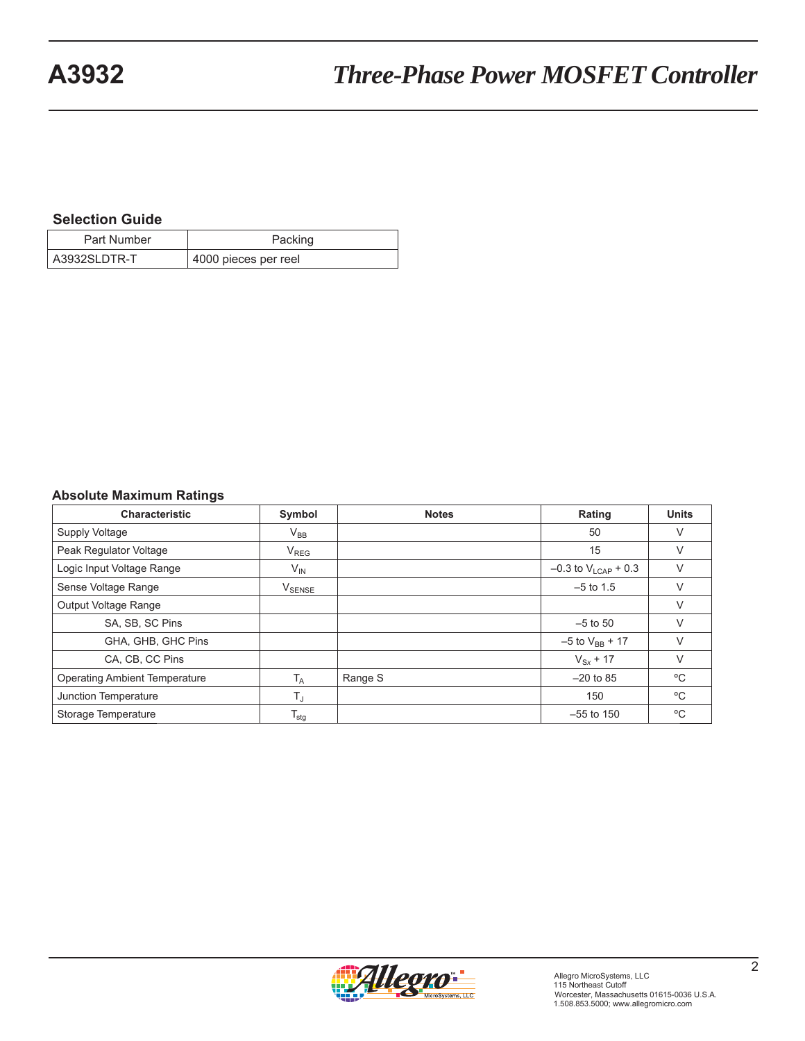### Selection Guide

| Part Number | Packing |
|---|---|
| A3932SLDTR-T | 4000 pieces per reel |

### Absolute Maximum Ratings

| Characteristic | Symbol | Notes | Rating | Units |
|---|---|---|---|---|
| Supply Voltage | $V_{BB}$ | | 50 | V |
| Peak Regulator Voltage | $V_{REG}$ | | 15 | V |
| Logic Input Voltage Range | $V_{IN}$ | | –0.3 to $V_{LCAP}$ + 0.3 | V |
| Sense Voltage Range | $V_{SENSE}$ | | –5 to 1.5 | V |
| Output Voltage Range | | | | V |
| SA, SB, SC Pins | | | –5 to 50 | V |
| GHA, GHB, GHC Pins | | | –5 to $V_{BB}$ + 17 | V |
| CA, CB, CC Pins | | | $V_{Sx}$ + 17 | V |
| Operating Ambient Temperature | $T_A$ | Range S | –20 to 85 | ºC |
| Junction Temperature | $T_J$ | | 150 | ºC |
| Storage Temperature | $T_{stg}$ | | –55 to 150 | ºC |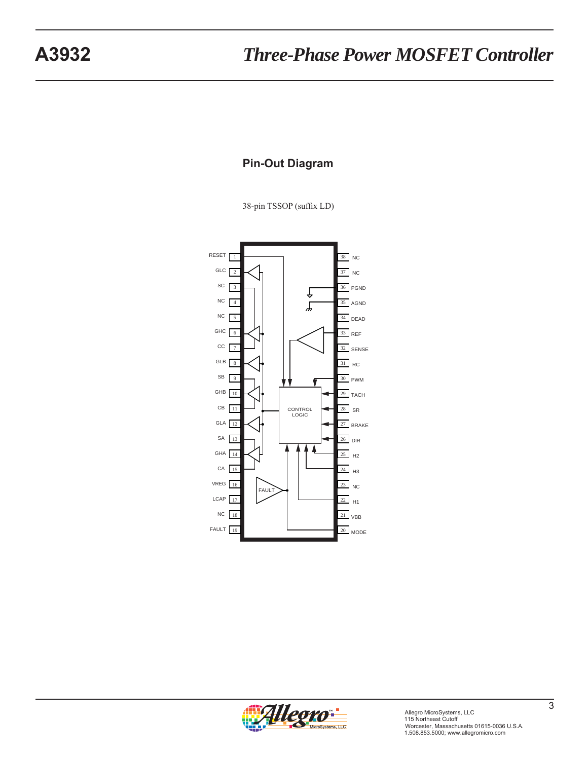## Pin-Out Diagram

38-pin TSSOP (suffix LD)

| Pin | Name | Pin | Name |
|---|---|---|---|
| 1 | RESET | 38 | NC |
| 2 | GLC | 37 | NC |
| 3 | SC | 36 | PGND |
| 4 | NC | 35 | AGND |
| 5 | NC | 34 | DEAD |
| 6 | GHC | 33 | REF |
| 7 | CC | 32 | SENSE |
| 8 | GLB | 31 | RC |
| 9 | SB | 30 | PWM |
| 10 | GHB | 29 | TACH |
| 11 | CB | 28 | SR |
| 12 | GLA | 27 | BRAKE |
| 13 | SA | 26 | DIR |
| 14 | GHA | 25 | H2 |
| 15 | CA | 24 | H3 |
| 16 | VREG | 23 | NC |
| 17 | LCAP | 22 | H1 |
| 18 | NC | 21 | VBB |
| 19 | FAULT | 20 | MODE |

CONTROL LOGIC

FAULT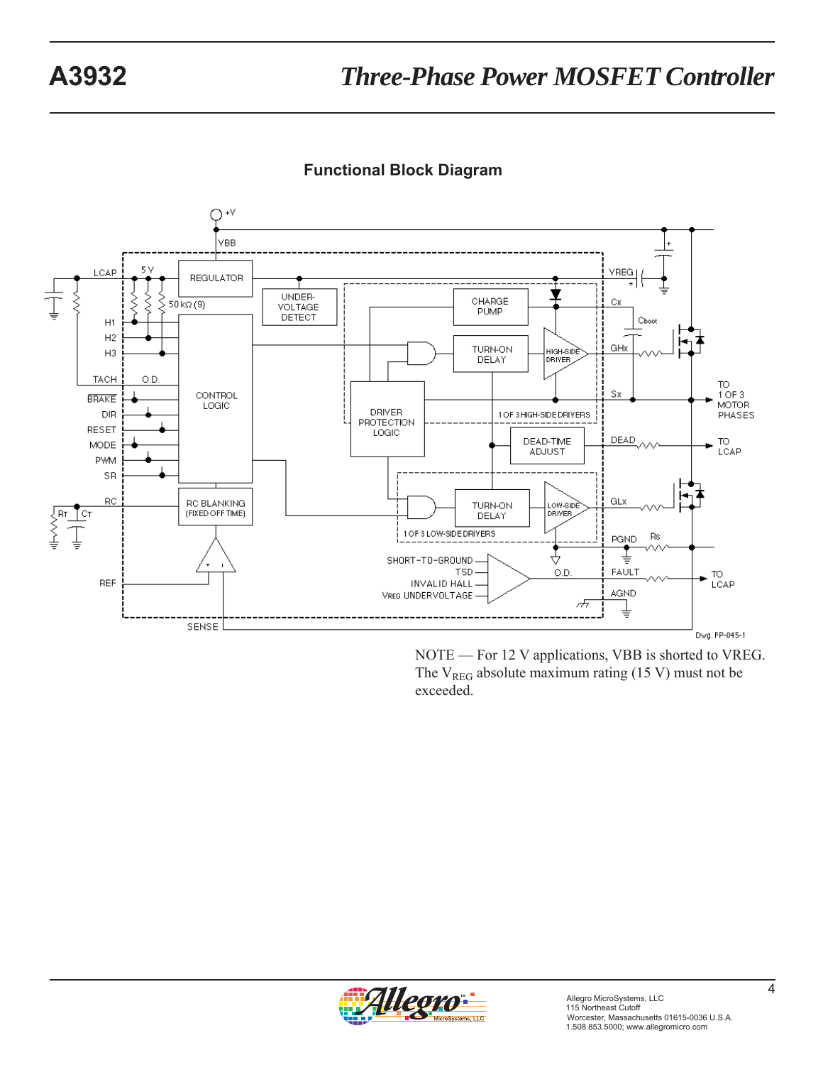## Functional Block Diagram

NOTE — For 12 V applications, VBB is shorted to VREG. The $V_{REG}$ absolute maximum rating (15 V) must not be exceeded.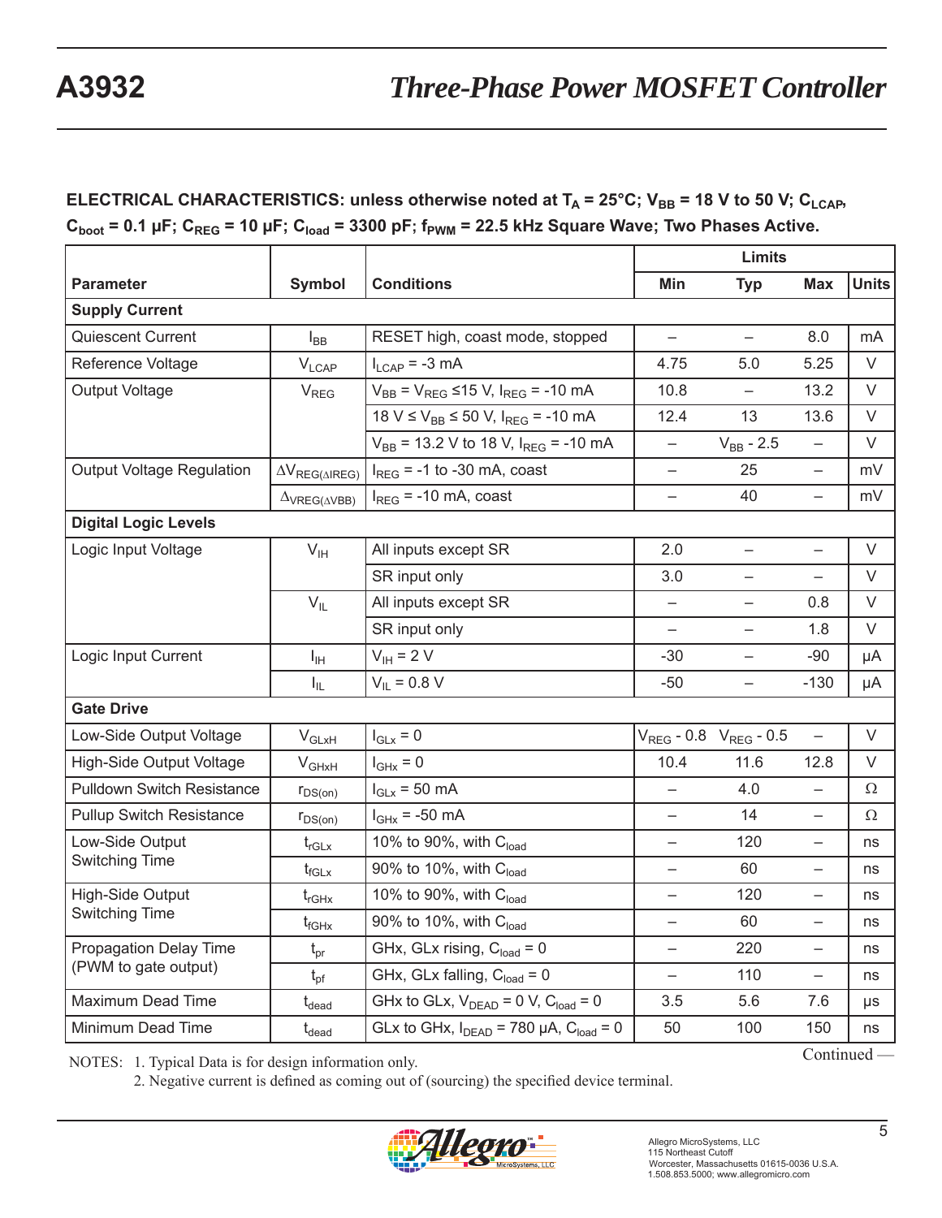**ELECTRICAL CHARACTERISTICS: unless otherwise noted at $T_A$ = 25°C; $V_{BB}$ = 18 V to 50 V; $C_{LCAP}$, $C_{boot}$ = 0.1 µF; $C_{REG}$ = 10 µF; $C_{load}$ = 3300 pF; $f_{PWM}$ = 22.5 kHz Square Wave; Two Phases Active.**

| Parameter | Symbol | Conditions | Limits | | | Units |
|---|---|---|---|---|---|---|
| | | | Min | Typ | Max | |
| **Supply Current** | | | | | | |
| Quiescent Current | $I_{BB}$ | RESET high, coast mode, stopped | – | – | 8.0 | mA |
| Reference Voltage | $V_{LCAP}$ | $I_{LCAP}$ = -3 mA | 4.75 | 5.0 | 5.25 | V |
| Output Voltage | $V_{REG}$ | $V_{BB}$ = $V_{REG}$ ≤15 V, $I_{REG}$ = -10 mA | 10.8 | – | 13.2 | V |
| | | 18 V ≤ $V_{BB}$ ≤ 50 V, $I_{REG}$ = -10 mA | 12.4 | 13 | 13.6 | V |
| | | $V_{BB}$ = 13.2 V to 18 V, $I_{REG}$ = -10 mA | – | $V_{BB}$ - 2.5 | – | V |
| Output Voltage Regulation | $\Delta V_{REG(\Delta IREG)}$ | $I_{REG}$ = -1 to -30 mA, coast | – | 25 | – | mV |
| | $\Delta_{VREG(\Delta VBB)}$ | $I_{REG}$ = -10 mA, coast | – | 40 | – | mV |
| **Digital Logic Levels** | | | | | | |
| Logic Input Voltage | $V_{IH}$ | All inputs except SR | 2.0 | – | – | V |
| | | SR input only | 3.0 | – | – | V |
| | $V_{IL}$ | All inputs except SR | – | – | 0.8 | V |
| | | SR input only | – | – | 1.8 | V |
| Logic Input Current | $I_{IH}$ | $V_{IH}$ = 2 V | -30 | – | -90 | µA |
| | $I_{IL}$ | $V_{IL}$ = 0.8 V | -50 | – | -130 | µA |
| **Gate Drive** | | | | | | |
| Low-Side Output Voltage | $V_{GLxH}$ | $I_{GLx}$ = 0 | $V_{REG}$ - 0.8 | $V_{REG}$ - 0.5 | – | V |
| High-Side Output Voltage | $V_{GHxH}$ | $I_{GHx}$ = 0 | 10.4 | 11.6 | 12.8 | V |
| Pulldown Switch Resistance | $r_{DS(on)}$ | $I_{GLx}$ = 50 mA | – | 4.0 | – | Ω |
| Pullup Switch Resistance | $r_{DS(on)}$ | $I_{GHx}$ = -50 mA | – | 14 | – | Ω |
| Low-Side Output Switching Time | $t_{rGLx}$ | 10% to 90%, with $C_{load}$ | – | 120 | – | ns |
| | $t_{fGLx}$ | 90% to 10%, with $C_{load}$ | – | 60 | – | ns |
| High-Side Output Switching Time | $t_{rGHx}$ | 10% to 90%, with $C_{load}$ | – | 120 | – | ns |
| | $t_{fGHx}$ | 90% to 10%, with $C_{load}$ | – | 60 | – | ns |
| Propagation Delay Time (PWM to gate output) | $t_{pr}$ | GHx, GLx rising, $C_{load}$ = 0 | – | 220 | – | ns |
| | $t_{pf}$ | GHx, GLx falling, $C_{load}$ = 0 | – | 110 | – | ns |
| Maximum Dead Time | $t_{dead}$ | GHx to GLx, $V_{DEAD}$ = 0 V, $C_{load}$ = 0 | 3.5 | 5.6 | 7.6 | µs |
| Minimum Dead Time | $t_{dead}$ | GLx to GHx, $I_{DEAD}$ = 780 µA, $C_{load}$ = 0 | 50 | 100 | 150 | ns |

Continued —

NOTES: 1. Typical Data is for design information only.
2. Negative current is defined as coming out of (sourcing) the specified device terminal.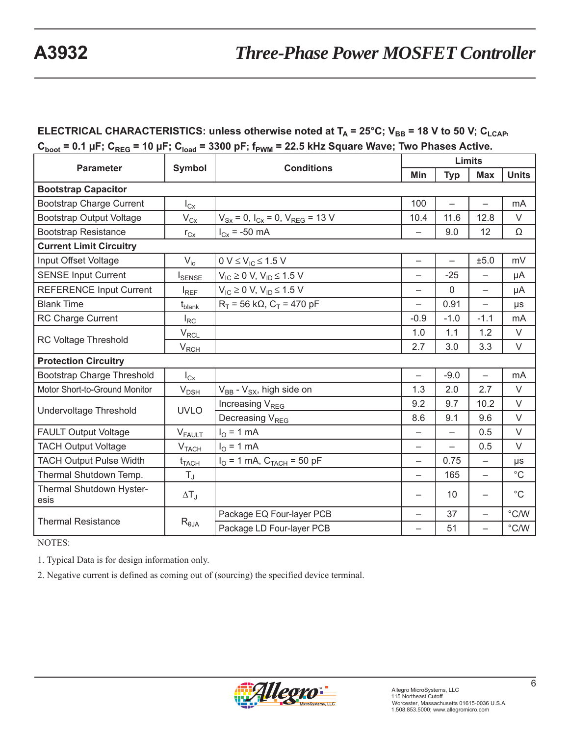**ELECTRICAL CHARACTERISTICS: unless otherwise noted at $T_A$ = 25°C; $V_{BB}$ = 18 V to 50 V; $C_{LCAP}$, $C_{boot}$ = 0.1 μF; $C_{REG}$ = 10 μF; $C_{load}$ = 3300 pF; $f_{PWM}$ = 22.5 kHz Square Wave; Two Phases Active.**

| Parameter | Symbol | Conditions | Limits | | | |
|---|---|---|---|---|---|---|
| | | | Min | Typ | Max | Units |
| **Bootstrap Capacitor** | | | | | | |
| Bootstrap Charge Current | $I_{Cx}$ | | 100 | – | – | mA |
| Bootstrap Output Voltage | $V_{Cx}$ | $V_{Sx}$ = 0, $I_{Cx}$ = 0, $V_{REG}$ = 13 V | 10.4 | 11.6 | 12.8 | V |
| Bootstrap Resistance | $r_{Cx}$ | $I_{Cx}$ = -50 mA | – | 9.0 | 12 | Ω |
| **Current Limit Circuitry** | | | | | | |
| Input Offset Voltage | $V_{io}$ | 0 V ≤ $V_{IC}$ ≤ 1.5 V | – | – | ±5.0 | mV |
| SENSE Input Current | $I_{SENSE}$ | $V_{IC}$ ≥ 0 V, $V_{ID}$ ≤ 1.5 V | – | -25 | – | μA |
| REFERENCE Input Current | $I_{REF}$ | $V_{IC}$ ≥ 0 V, $V_{ID}$ ≤ 1.5 V | – | 0 | – | μA |
| Blank Time | $t_{blank}$ | $R_T$ = 56 kΩ, $C_T$ = 470 pF | – | 0.91 | – | μs |
| RC Charge Current | $I_{RC}$ | | -0.9 | -1.0 | -1.1 | mA |
| RC Voltage Threshold | $V_{RCL}$ | | 1.0 | 1.1 | 1.2 | V |
| | $V_{RCH}$ | | 2.7 | 3.0 | 3.3 | V |
| **Protection Circuitry** | | | | | | |
| Bootstrap Charge Threshold | $I_{Cx}$ | | – | -9.0 | – | mA |
| Motor Short-to-Ground Monitor | $V_{DSH}$ | $V_{BB}$ - $V_{SX}$, high side on | 1.3 | 2.0 | 2.7 | V |
| Undervoltage Threshold | UVLO | Increasing $V_{REG}$ | 9.2 | 9.7 | 10.2 | V |
| | | Decreasing $V_{REG}$ | 8.6 | 9.1 | 9.6 | V |
| FAULT Output Voltage | $V_{FAULT}$ | $I_O$ = 1 mA | – | – | 0.5 | V |
| TACH Output Voltage | $V_{TACH}$ | $I_O$ = 1 mA | – | – | 0.5 | V |
| TACH Output Pulse Width | $t_{TACH}$ | $I_O$ = 1 mA, $C_{TACH}$ = 50 pF | – | 0.75 | – | μs |
| Thermal Shutdown Temp. | $T_J$ | | – | 165 | – | °C |
| Thermal Shutdown Hysteresis | $\Delta T_J$ | | – | 10 | – | °C |
| Thermal Resistance | $R_{\theta JA}$ | Package EQ Four-layer PCB | – | 37 | – | °C/W |
| | | Package LD Four-layer PCB | – | 51 | – | °C/W |

NOTES:

1. Typical Data is for design information only.

2. Negative current is defined as coming out of (sourcing) the specified device terminal.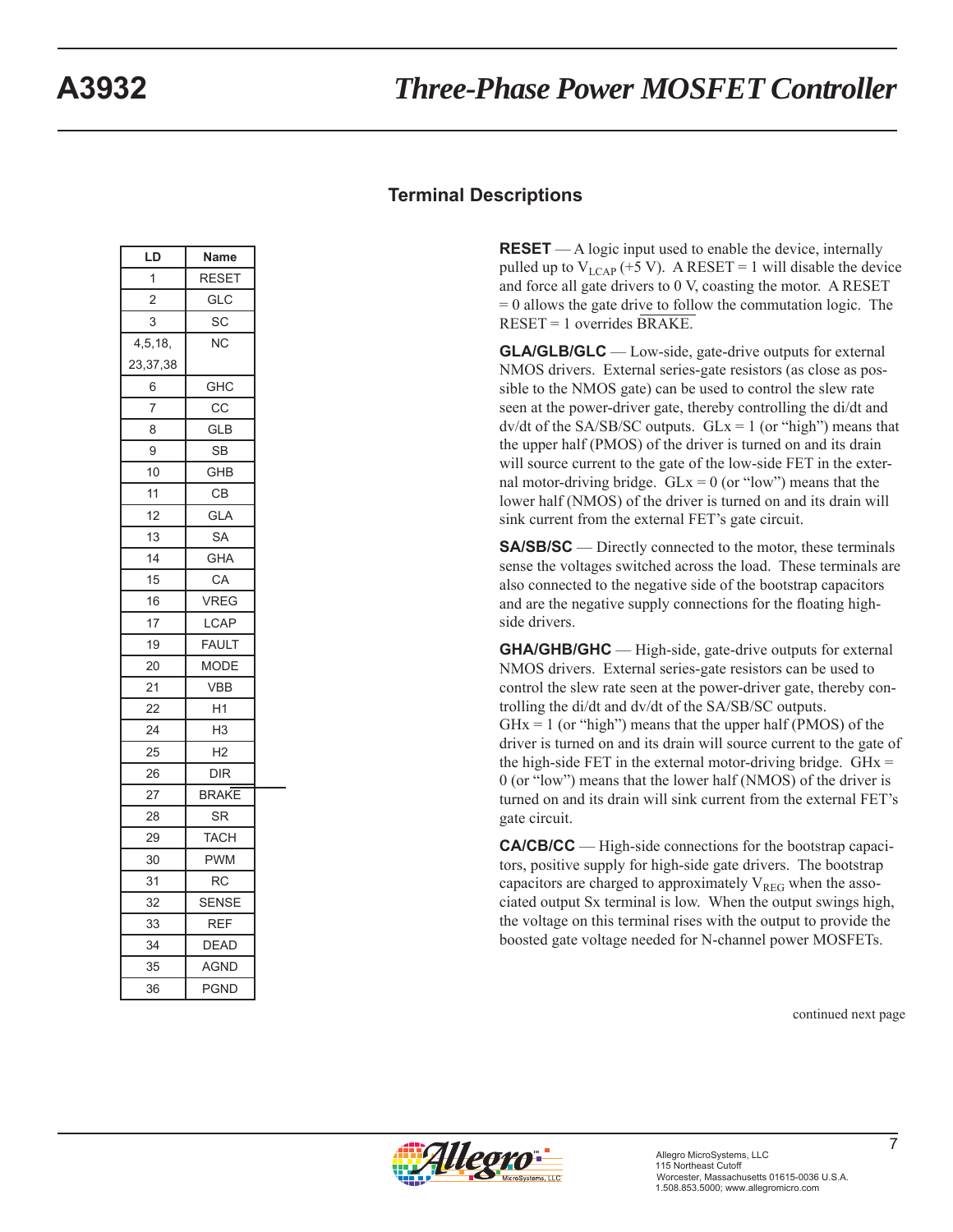## Terminal Descriptions

| LD | Name |
|---|---|
| 1 | RESET |
| 2 | GLC |
| 3 | SC |
| 4,5,18, 23,37,38 | NC |
| 6 | GHC |
| 7 | CC |
| 8 | GLB |
| 9 | SB |
| 10 | GHB |
| 11 | CB |
| 12 | GLA |
| 13 | SA |
| 14 | GHA |
| 15 | CA |
| 16 | VREG |
| 17 | LCAP |
| 19 | FAULT |
| 20 | MODE |
| 21 | VBB |
| 22 | H1 |
| 24 | H3 |
| 25 | H2 |
| 26 | DIR |
| 27 | $\overline{BRAKE}$ |
| 28 | SR |
| 29 | TACH |
| 30 | PWM |
| 31 | RC |
| 32 | SENSE |
| 33 | REF |
| 34 | DEAD |
| 35 | AGND |
| 36 | PGND |

**RESET** — A logic input used to enable the device, internally pulled up to $V_{LCAP}$ (+5 V). A RESET = 1 will disable the device and force all gate drivers to 0 V, coasting the motor. A RESET = 0 allows the gate drive to follow the commutation logic. The RESET = 1 overrides $\overline{BRAKE}$.

**GLA/GLB/GLC** — Low-side, gate-drive outputs for external NMOS drivers. External series-gate resistors (as close as possible to the NMOS gate) can be used to control the slew rate seen at the power-driver gate, thereby controlling the di/dt and dv/dt of the SA/SB/SC outputs. GLx = 1 (or "high") means that the upper half (PMOS) of the driver is turned on and its drain will source current to the gate of the low-side FET in the external motor-driving bridge. GLx = 0 (or "low") means that the lower half (NMOS) of the driver is turned on and its drain will sink current from the external FET's gate circuit.

**SA/SB/SC** — Directly connected to the motor, these terminals sense the voltages switched across the load. These terminals are also connected to the negative side of the bootstrap capacitors and are the negative supply connections for the floating high-side drivers.

**GHA/GHB/GHC** — High-side, gate-drive outputs for external NMOS drivers. External series-gate resistors can be used to control the slew rate seen at the power-driver gate, thereby controlling the di/dt and dv/dt of the SA/SB/SC outputs. GHx = 1 (or "high") means that the upper half (PMOS) of the driver is turned on and its drain will source current to the gate of the high-side FET in the external motor-driving bridge. GHx = 0 (or "low") means that the lower half (NMOS) of the driver is turned on and its drain will sink current from the external FET's gate circuit.

**CA/CB/CC** — High-side connections for the bootstrap capacitors, positive supply for high-side gate drivers. The bootstrap capacitors are charged to approximately $V_{REG}$ when the associated output Sx terminal is low. When the output swings high, the voltage on this terminal rises with the output to provide the boosted gate voltage needed for N-channel power MOSFETs.

continued next page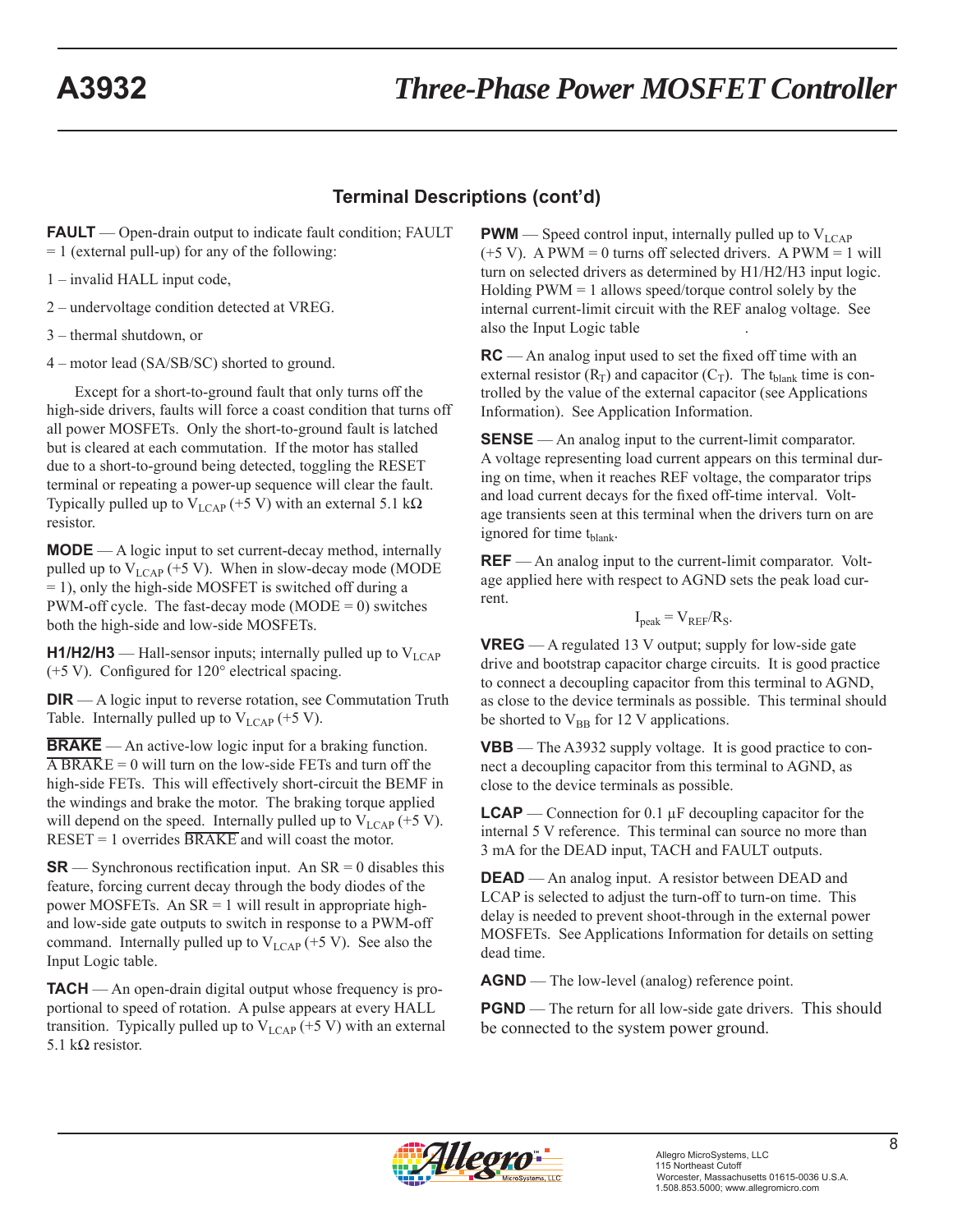## Terminal Descriptions (cont'd)

**FAULT** — Open-drain output to indicate fault condition; FAULT = 1 (external pull-up) for any of the following:

1 – invalid HALL input code,

2 – undervoltage condition detected at VREG.

3 – thermal shutdown, or

4 – motor lead (SA/SB/SC) shorted to ground.

Except for a short-to-ground fault that only turns off the high-side drivers, faults will force a coast condition that turns off all power MOSFETs. Only the short-to-ground fault is latched but is cleared at each commutation. If the motor has stalled due to a short-to-ground being detected, toggling the RESET terminal or repeating a power-up sequence will clear the fault. Typically pulled up to $V_{LCAP}$ (+5 V) with an external 5.1 kΩ resistor.

**MODE** — A logic input to set current-decay method, internally pulled up to $V_{LCAP}$ (+5 V). When in slow-decay mode (MODE = 1), only the high-side MOSFET is switched off during a PWM-off cycle. The fast-decay mode (MODE = 0) switches both the high-side and low-side MOSFETs.

**H1/H2/H3** — Hall-sensor inputs; internally pulled up to $V_{LCAP}$ (+5 V). Configured for 120° electrical spacing.

**DIR** — A logic input to reverse rotation, see Commutation Truth Table. Internally pulled up to $V_{LCAP}$ (+5 V).

**$\overline{\text{BRAKE}}$** — An active-low logic input for a braking function. A $\overline{\text{BRAKE}}$ = 0 will turn on the low-side FETs and turn off the high-side FETs. This will effectively short-circuit the BEMF in the windings and brake the motor. The braking torque applied will depend on the speed. Internally pulled up to $V_{LCAP}$ (+5 V). RESET = 1 overrides $\overline{\text{BRAKE}}$ and will coast the motor.

**SR** — Synchronous rectification input. An SR = 0 disables this feature, forcing current decay through the body diodes of the power MOSFETs. An SR = 1 will result in appropriate high- and low-side gate outputs to switch in response to a PWM-off command. Internally pulled up to $V_{LCAP}$ (+5 V). See also the Input Logic table.

**TACH** — An open-drain digital output whose frequency is proportional to speed of rotation. A pulse appears at every HALL transition. Typically pulled up to $V_{LCAP}$ (+5 V) with an external 5.1 kΩ resistor.

**PWM** — Speed control input, internally pulled up to $V_{LCAP}$ (+5 V). A PWM = 0 turns off selected drivers. A PWM = 1 will turn on selected drivers as determined by H1/H2/H3 input logic. Holding PWM = 1 allows speed/torque control solely by the internal current-limit circuit with the REF analog voltage. See also the Input Logic table .

**RC** — An analog input used to set the fixed off time with an external resistor ($R_T$) and capacitor ($C_T$). The $t_{blank}$ time is controlled by the value of the external capacitor (see Applications Information). See Application Information.

**SENSE** — An analog input to the current-limit comparator. A voltage representing load current appears on this terminal during on time, when it reaches REF voltage, the comparator trips and load current decays for the fixed off-time interval. Voltage transients seen at this terminal when the drivers turn on are ignored for time $t_{blank}$.

**REF** — An analog input to the current-limit comparator. Voltage applied here with respect to AGND sets the peak load current.

$$I_{peak} = V_{REF}/R_S.$$

**VREG** — A regulated 13 V output; supply for low-side gate drive and bootstrap capacitor charge circuits. It is good practice to connect a decoupling capacitor from this terminal to AGND, as close to the device terminals as possible. This terminal should be shorted to $V_{BB}$ for 12 V applications.

**VBB** — The A3932 supply voltage. It is good practice to connect a decoupling capacitor from this terminal to AGND, as close to the device terminals as possible.

**LCAP** — Connection for 0.1 μF decoupling capacitor for the internal 5 V reference. This terminal can source no more than 3 mA for the DEAD input, TACH and FAULT outputs.

**DEAD** — An analog input. A resistor between DEAD and LCAP is selected to adjust the turn-off to turn-on time. This delay is needed to prevent shoot-through in the external power MOSFETs. See Applications Information for details on setting dead time.

**AGND** — The low-level (analog) reference point.

**PGND** — The return for all low-side gate drivers. This should be connected to the system power ground.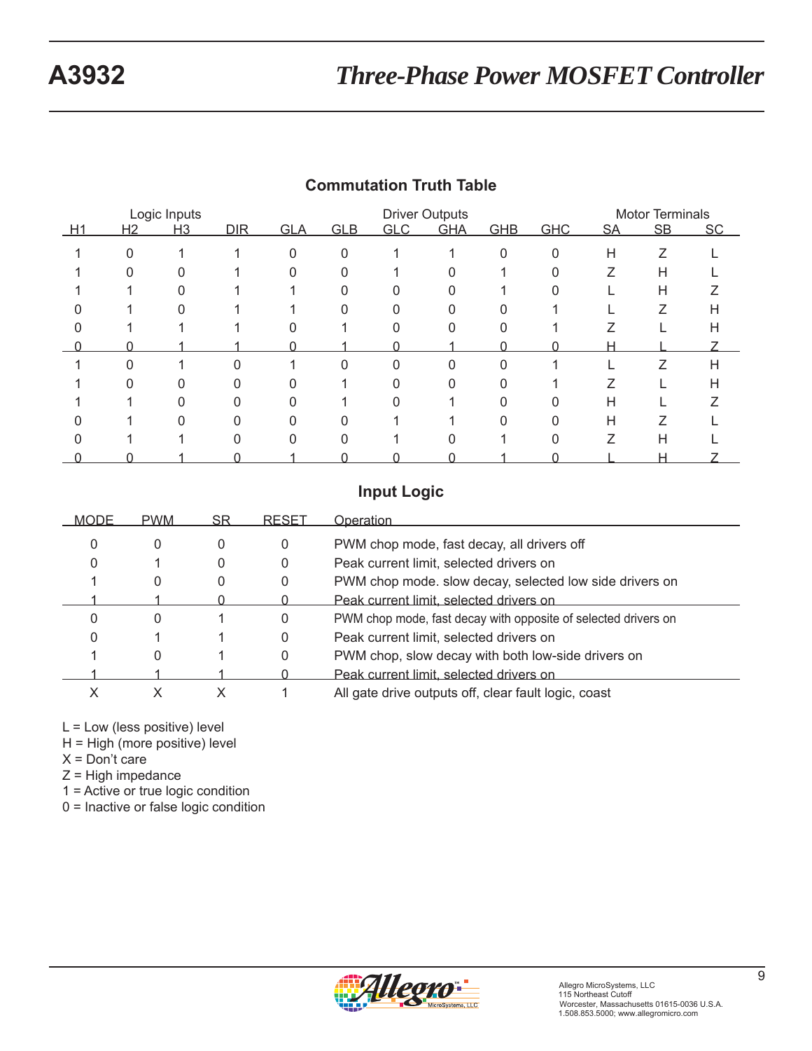## Commutation Truth Table

| Logic Inputs | | | | Driver Outputs | | | | | | Motor Terminals | | |
|---|---|---|---|---|---|---|---|---|---|---|---|---|
| H1 | H2 | H3 | DIR | GLA | GLB | GLC | GHA | GHB | GHC | SA | SB | SC |
| 1 | 0 | 1 | 1 | 0 | 0 | 1 | 1 | 0 | 0 | H | Z | L |
| 1 | 0 | 0 | 1 | 0 | 0 | 1 | 0 | 1 | 0 | Z | H | L |
| 1 | 1 | 0 | 1 | 1 | 0 | 0 | 0 | 1 | 0 | L | H | Z |
| 0 | 1 | 0 | 1 | 1 | 0 | 0 | 0 | 0 | 1 | L | Z | H |
| 0 | 1 | 1 | 1 | 0 | 1 | 0 | 0 | 0 | 1 | Z | L | H |
| 0 | 0 | 1 | 1 | 0 | 1 | 0 | 1 | 0 | 0 | H | L | Z |
| 1 | 0 | 1 | 0 | 1 | 0 | 0 | 0 | 0 | 1 | L | Z | H |
| 1 | 0 | 0 | 0 | 0 | 1 | 0 | 0 | 0 | 1 | Z | L | H |
| 1 | 1 | 0 | 0 | 0 | 1 | 0 | 1 | 0 | 0 | H | L | Z |
| 0 | 1 | 0 | 0 | 0 | 0 | 1 | 1 | 0 | 0 | H | Z | L |
| 0 | 1 | 1 | 0 | 0 | 0 | 1 | 0 | 1 | 0 | Z | H | L |
| 0 | 0 | 1 | 0 | 1 | 0 | 0 | 0 | 1 | 0 | L | H | Z |

## Input Logic

| MODE | PWM | SR | RESET | Operation |
|---|---|---|---|---|
| 0 | 0 | 0 | 0 | PWM chop mode, fast decay, all drivers off |
| 0 | 1 | 0 | 0 | Peak current limit, selected drivers on |
| 1 | 0 | 0 | 0 | PWM chop mode. slow decay, selected low side drivers on |
| 1 | 1 | 0 | 0 | Peak current limit, selected drivers on |
| 0 | 0 | 1 | 0 | PWM chop mode, fast decay with opposite of selected drivers on |
| 0 | 1 | 1 | 0 | Peak current limit, selected drivers on |
| 1 | 0 | 1 | 0 | PWM chop, slow decay with both low-side drivers on |
| 1 | 1 | 1 | 0 | Peak current limit, selected drivers on |
| X | X | X | 1 | All gate drive outputs off, clear fault logic, coast |

L = Low (less positive) level
H = High (more positive) level
X = Don't care
Z = High impedance
1 = Active or true logic condition
0 = Inactive or false logic condition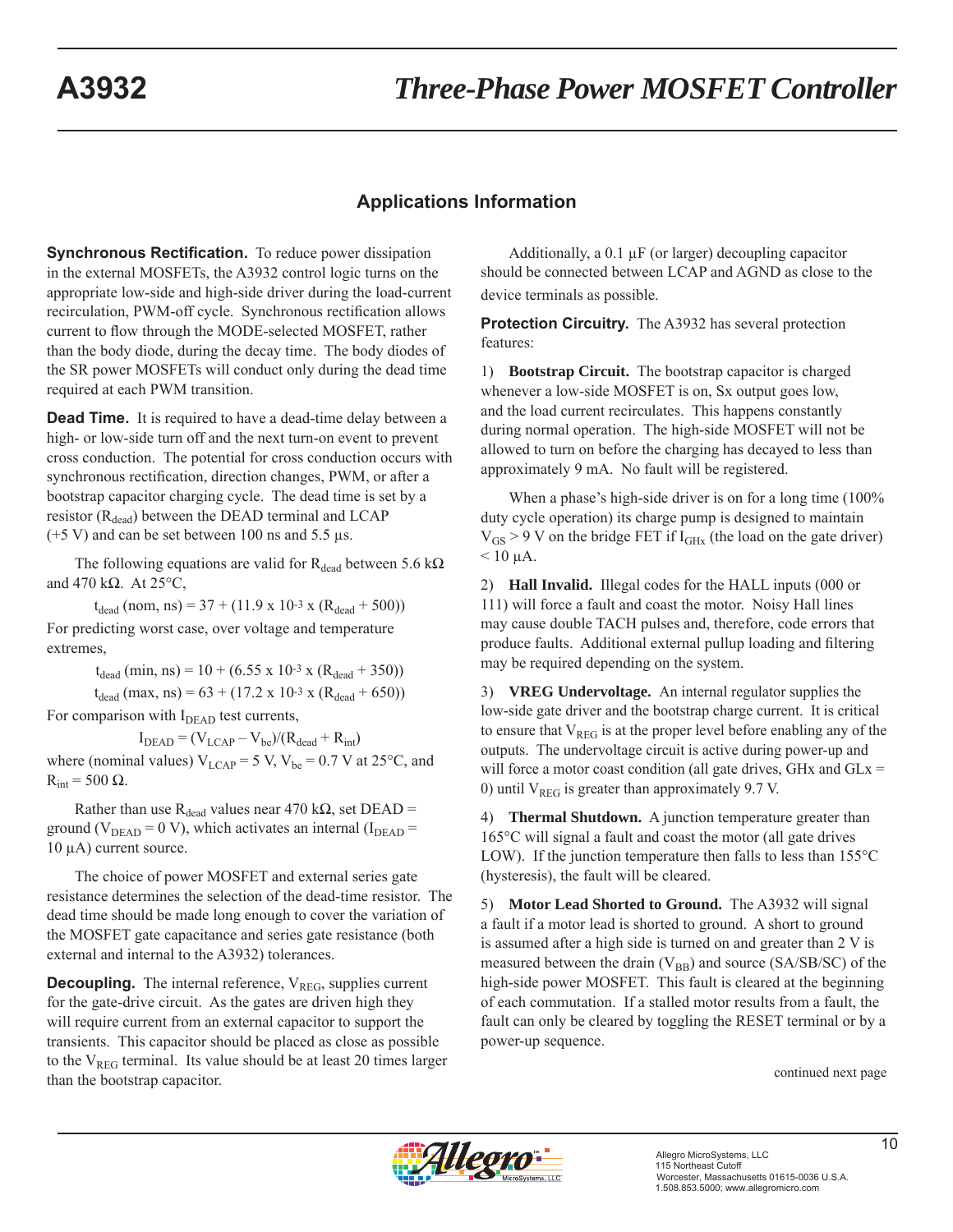## Applications Information

**Synchronous Rectification.** To reduce power dissipation in the external MOSFETs, the A3932 control logic turns on the appropriate low-side and high-side driver during the load-current recirculation, PWM-off cycle. Synchronous rectification allows current to flow through the MODE-selected MOSFET, rather than the body diode, during the decay time. The body diodes of the SR power MOSFETs will conduct only during the dead time required at each PWM transition.

**Dead Time.** It is required to have a dead-time delay between a high- or low-side turn off and the next turn-on event to prevent cross conduction. The potential for cross conduction occurs with synchronous rectification, direction changes, PWM, or after a bootstrap capacitor charging cycle. The dead time is set by a resistor ($R_{dead}$) between the DEAD terminal and LCAP (+5 V) and can be set between 100 ns and 5.5 µs.

The following equations are valid for $R_{dead}$ between 5.6 kΩ and 470 kΩ. At 25°C,

$$t_{dead}\text{ (nom, ns)} = 37 + (11.9 \times 10^{-3} \times (R_{dead} + 500))$$

For predicting worst case, over voltage and temperature extremes,

$$t_{dead}\text{ (min, ns)} = 10 + (6.55 \times 10^{-3} \times (R_{dead} + 350))$$

$$t_{dead}\text{ (max, ns)} = 63 + (17.2 \times 10^{-3} \times (R_{dead} + 650))$$

For comparison with $I_{DEAD}$ test currents,

$$I_{DEAD} = (V_{LCAP} - V_{be})/(R_{dead} + R_{int})$$

where (nominal values) $V_{LCAP}$ = 5 V, $V_{be}$ = 0.7 V at 25°C, and $R_{int}$ = 500 Ω.

Rather than use $R_{dead}$ values near 470 kΩ, set DEAD = ground ($V_{DEAD}$ = 0 V), which activates an internal ($I_{DEAD}$ = 10 µA) current source.

The choice of power MOSFET and external series gate resistance determines the selection of the dead-time resistor. The dead time should be made long enough to cover the variation of the MOSFET gate capacitance and series gate resistance (both external and internal to the A3932) tolerances.

**Decoupling.** The internal reference, $V_{REG}$, supplies current for the gate-drive circuit. As the gates are driven high they will require current from an external capacitor to support the transients. This capacitor should be placed as close as possible to the $V_{REG}$ terminal. Its value should be at least 20 times larger than the bootstrap capacitor.

Additionally, a 0.1 µF (or larger) decoupling capacitor should be connected between LCAP and AGND as close to the device terminals as possible.

**Protection Circuitry.** The A3932 has several protection features:

1) **Bootstrap Circuit.** The bootstrap capacitor is charged whenever a low-side MOSFET is on, Sx output goes low, and the load current recirculates. This happens constantly during normal operation. The high-side MOSFET will not be allowed to turn on before the charging has decayed to less than approximately 9 mA. No fault will be registered.

When a phase's high-side driver is on for a long time (100% duty cycle operation) its charge pump is designed to maintain $V_{GS}$ > 9 V on the bridge FET if $I_{GHx}$ (the load on the gate driver) < 10 µA.

2) **Hall Invalid.** Illegal codes for the HALL inputs (000 or 111) will force a fault and coast the motor. Noisy Hall lines may cause double TACH pulses and, therefore, code errors that produce faults. Additional external pullup loading and filtering may be required depending on the system.

3) **VREG Undervoltage.** An internal regulator supplies the low-side gate driver and the bootstrap charge current. It is critical to ensure that $V_{REG}$ is at the proper level before enabling any of the outputs. The undervoltage circuit is active during power-up and will force a motor coast condition (all gate drives, GHx and GLx = 0) until $V_{REG}$ is greater than approximately 9.7 V.

4) **Thermal Shutdown.** A junction temperature greater than 165°C will signal a fault and coast the motor (all gate drives LOW). If the junction temperature then falls to less than 155°C (hysteresis), the fault will be cleared.

5) **Motor Lead Shorted to Ground.** The A3932 will signal a fault if a motor lead is shorted to ground. A short to ground is assumed after a high side is turned on and greater than 2 V is measured between the drain ($V_{BB}$) and source (SA/SB/SC) of the high-side power MOSFET. This fault is cleared at the beginning of each commutation. If a stalled motor results from a fault, the fault can only be cleared by toggling the RESET terminal or by a power-up sequence.

continued next page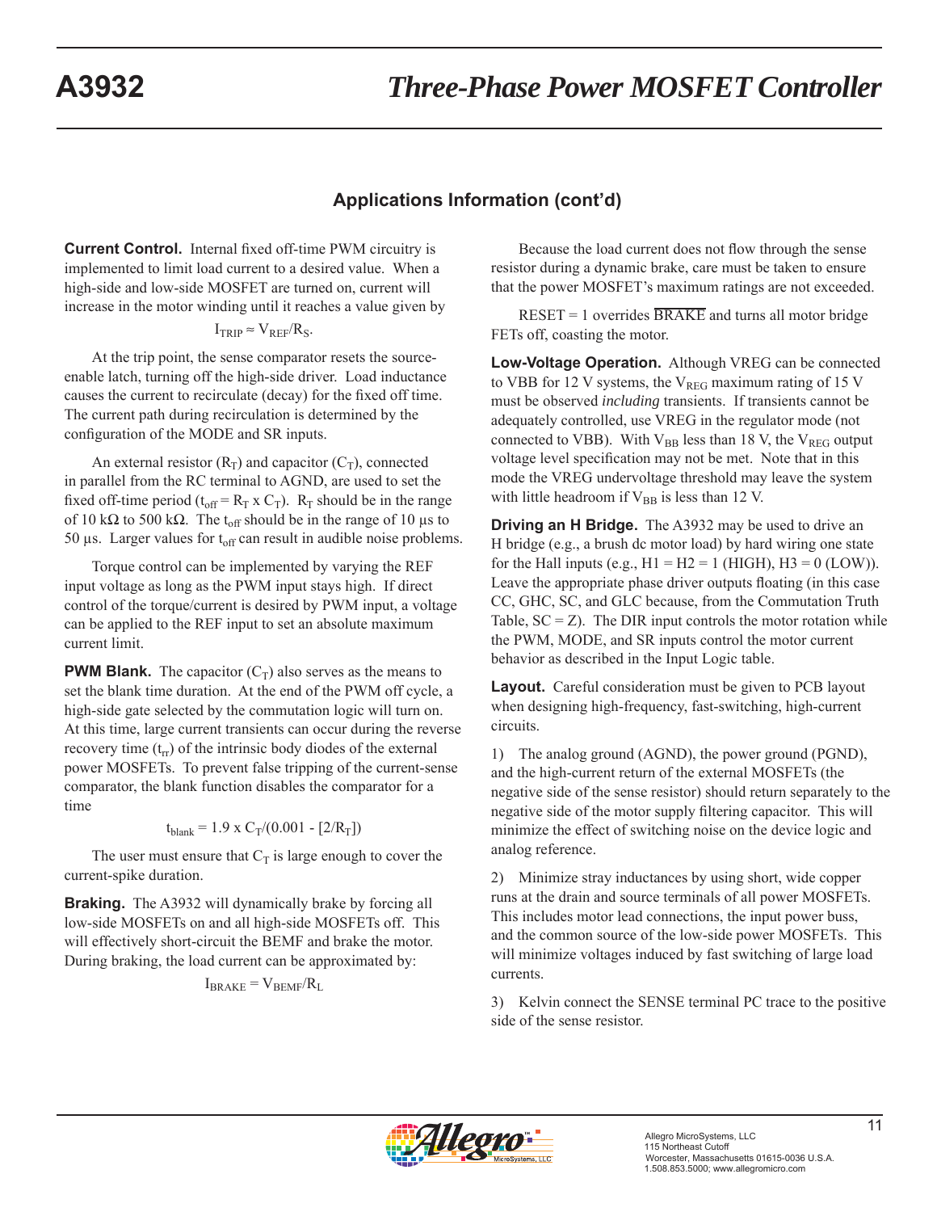## Applications Information (cont'd)

**Current Control.** Internal fixed off-time PWM circuitry is implemented to limit load current to a desired value. When a high-side and low-side MOSFET are turned on, current will increase in the motor winding until it reaches a value given by

$$I_{TRIP} \approx V_{REF}/R_S.$$

At the trip point, the sense comparator resets the source-enable latch, turning off the high-side driver. Load inductance causes the current to recirculate (decay) for the fixed off time. The current path during recirculation is determined by the configuration of the MODE and SR inputs.

An external resistor ($R_T$) and capacitor ($C_T$), connected in parallel from the RC terminal to AGND, are used to set the fixed off-time period ($t_{off} = R_T \times C_T$). $R_T$ should be in the range of 10 kΩ to 500 kΩ. The $t_{off}$ should be in the range of 10 µs to 50 µs. Larger values for $t_{off}$ can result in audible noise problems.

Torque control can be implemented by varying the REF input voltage as long as the PWM input stays high. If direct control of the torque/current is desired by PWM input, a voltage can be applied to the REF input to set an absolute maximum current limit.

**PWM Blank.** The capacitor ($C_T$) also serves as the means to set the blank time duration. At the end of the PWM off cycle, a high-side gate selected by the commutation logic will turn on. At this time, large current transients can occur during the reverse recovery time ($t_{rr}$) of the intrinsic body diodes of the external power MOSFETs. To prevent false tripping of the current-sense comparator, the blank function disables the comparator for a time

$$t_{blank} = 1.9 \times C_T/(0.001 - [2/R_T])$$

The user must ensure that $C_T$ is large enough to cover the current-spike duration.

**Braking.** The A3932 will dynamically brake by forcing all low-side MOSFETs on and all high-side MOSFETs off. This will effectively short-circuit the BEMF and brake the motor. During braking, the load current can be approximated by:

$$I_{BRAKE} = V_{BEMF}/R_L$$

Because the load current does not flow through the sense resistor during a dynamic brake, care must be taken to ensure that the power MOSFET's maximum ratings are not exceeded.

RESET = 1 overrides $\overline{\text{BRAKE}}$ and turns all motor bridge FETs off, coasting the motor.

**Low-Voltage Operation.** Although VREG can be connected to VBB for 12 V systems, the $V_{REG}$ maximum rating of 15 V must be observed *including* transients. If transients cannot be adequately controlled, use VREG in the regulator mode (not connected to VBB). With $V_{BB}$ less than 18 V, the $V_{REG}$ output voltage level specification may not be met. Note that in this mode the VREG undervoltage threshold may leave the system with little headroom if $V_{BB}$ is less than 12 V.

**Driving an H Bridge.** The A3932 may be used to drive an H bridge (e.g., a brush dc motor load) by hard wiring one state for the Hall inputs (e.g., H1 = H2 = 1 (HIGH), H3 = 0 (LOW)). Leave the appropriate phase driver outputs floating (in this case CC, GHC, SC, and GLC because, from the Commutation Truth Table, SC = Z). The DIR input controls the motor rotation while the PWM, MODE, and SR inputs control the motor current behavior as described in the Input Logic table.

**Layout.** Careful consideration must be given to PCB layout when designing high-frequency, fast-switching, high-current circuits.

1) The analog ground (AGND), the power ground (PGND), and the high-current return of the external MOSFETs (the negative side of the sense resistor) should return separately to the negative side of the motor supply filtering capacitor. This will minimize the effect of switching noise on the device logic and analog reference.

2) Minimize stray inductances by using short, wide copper runs at the drain and source terminals of all power MOSFETs. This includes motor lead connections, the input power buss, and the common source of the low-side power MOSFETs. This will minimize voltages induced by fast switching of large load currents.

3) Kelvin connect the SENSE terminal PC trace to the positive side of the sense resistor.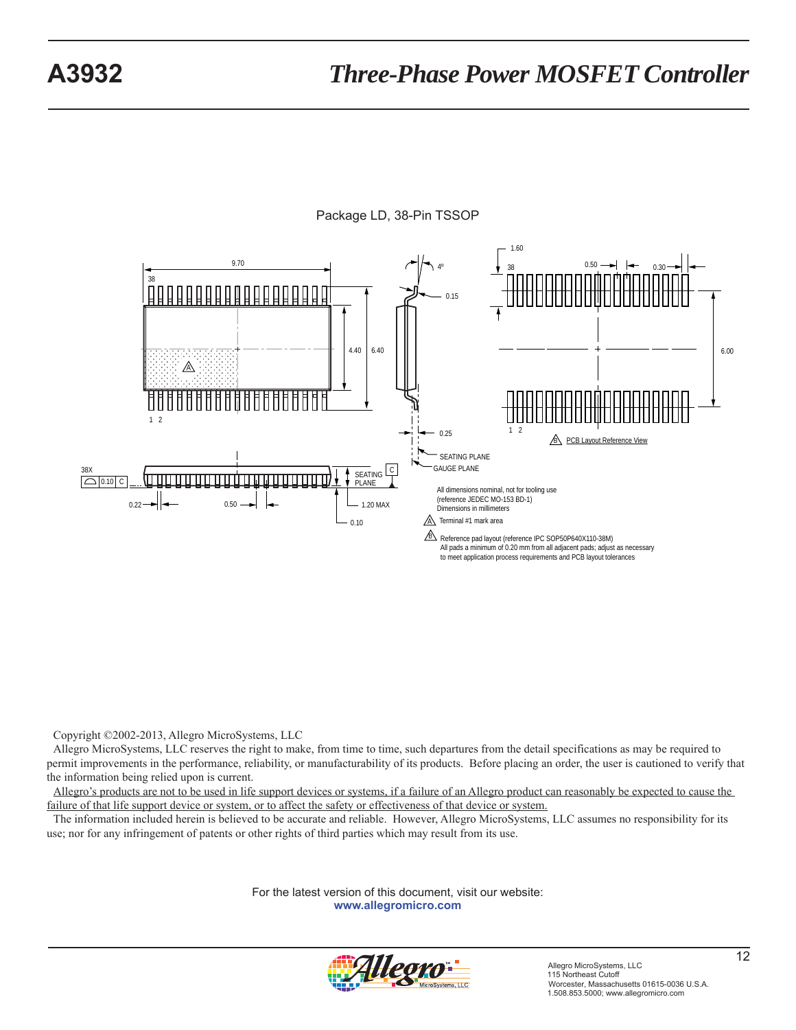Package LD, 38-Pin TSSOP

9.70

38

4.40

6.40

1 2

4°

0.15

0.25

SEATING PLANE

GAUGE PLANE

1.60

38

0.50

0.30

6.00

1 2

B PCB Layout Reference View

38X

0.10 C

SEATING PLANE

C

0.22

0.50

1.20 MAX

0.10

All dimensions nominal, not for tooling use
(reference JEDEC MO-153 BD-1)
Dimensions in millimeters

A Terminal #1 mark area

B Reference pad layout (reference IPC SOP50P640X110-38M)
All pads a minimum of 0.20 mm from all adjacent pads; adjust as necessary to meet application process requirements and PCB layout tolerances

Copyright ©2002-2013, Allegro MicroSystems, LLC

Allegro MicroSystems, LLC reserves the right to make, from time to time, such departures from the detail specifications as may be required to permit improvements in the performance, reliability, or manufacturability of its products. Before placing an order, the user is cautioned to verify that the information being relied upon is current.

Allegro's products are not to be used in life support devices or systems, if a failure of an Allegro product can reasonably be expected to cause the failure of that life support device or system, or to affect the safety or effectiveness of that device or system.

The information included herein is believed to be accurate and reliable. However, Allegro MicroSystems, LLC assumes no responsibility for its use; nor for any infringement of patents or other rights of third parties which may result from its use.

For the latest version of this document, visit our website:
**www.allegromicro.com**

Allegro MicroSystems, LLC
115 Northeast Cutoff
Worcester, Massachusetts 01615-0036 U.S.A.
1.508.853.5000; www.allegromicro.com